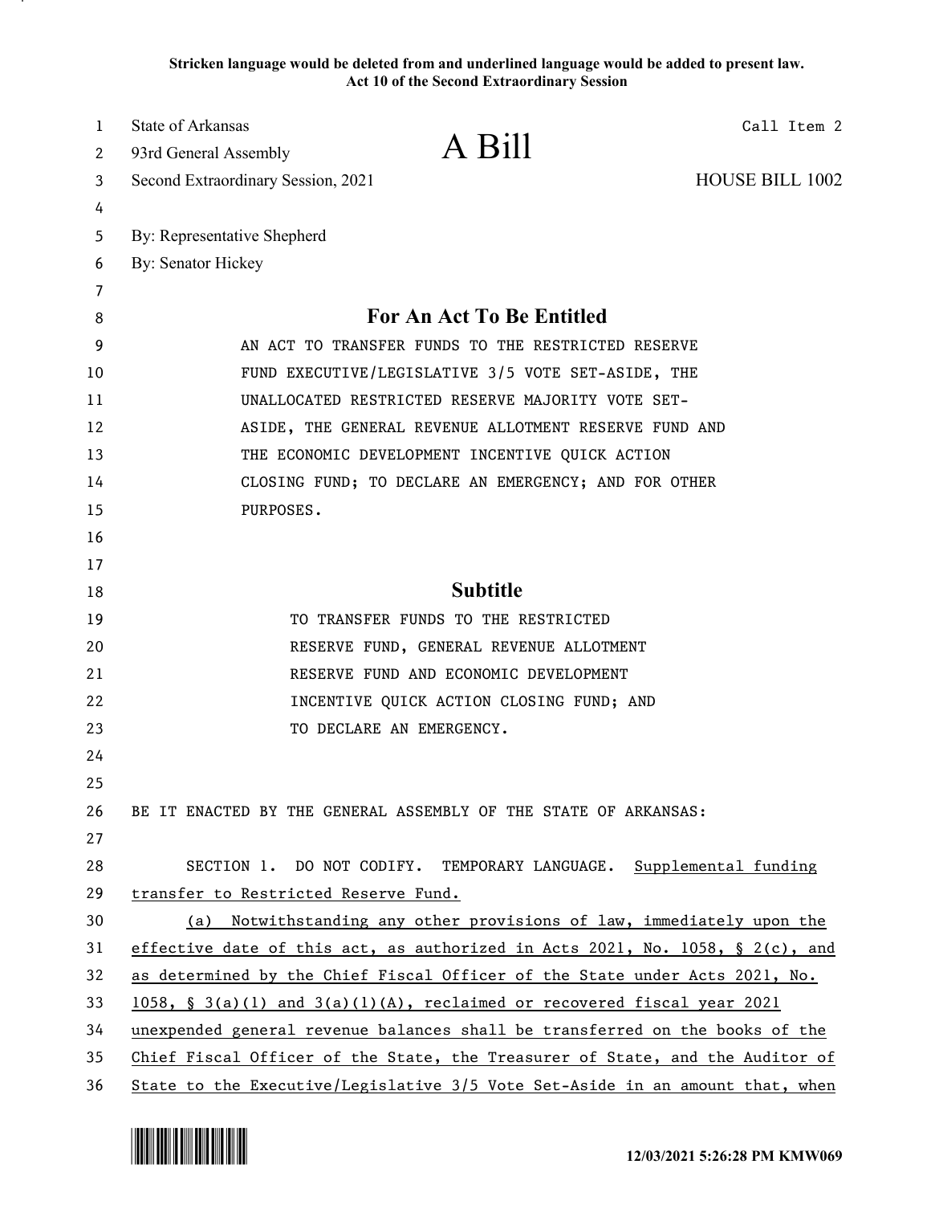**Stricken language would be deleted from and underlined language would be added to present law.**
**Act 10 of the Second Extraordinary Session**

State of Arkansas
93rd General Assembly
Second Extraordinary Session, 2021

# A Bill

Call Item 2

HOUSE BILL 1002

By: Representative Shepherd
By: Senator Hickey

## For An Act To Be Entitled

AN ACT TO TRANSFER FUNDS TO THE RESTRICTED RESERVE FUND EXECUTIVE/LEGISLATIVE 3/5 VOTE SET-ASIDE, THE UNALLOCATED RESTRICTED RESERVE MAJORITY VOTE SET-ASIDE, THE GENERAL REVENUE ALLOTMENT RESERVE FUND AND THE ECONOMIC DEVELOPMENT INCENTIVE QUICK ACTION CLOSING FUND; TO DECLARE AN EMERGENCY; AND FOR OTHER PURPOSES.

## Subtitle

TO TRANSFER FUNDS TO THE RESTRICTED RESERVE FUND, GENERAL REVENUE ALLOTMENT RESERVE FUND AND ECONOMIC DEVELOPMENT INCENTIVE QUICK ACTION CLOSING FUND; AND TO DECLARE AN EMERGENCY.

BE IT ENACTED BY THE GENERAL ASSEMBLY OF THE STATE OF ARKANSAS:

SECTION 1. DO NOT CODIFY. TEMPORARY LANGUAGE. Supplemental funding transfer to Restricted Reserve Fund.

(a) Notwithstanding any other provisions of law, immediately upon the effective date of this act, as authorized in Acts 2021, No. 1058, § 2(c), and as determined by the Chief Fiscal Officer of the State under Acts 2021, No. 1058, § 3(a)(1) and 3(a)(1)(A), reclaimed or recovered fiscal year 2021 unexpended general revenue balances shall be transferred on the books of the Chief Fiscal Officer of the State, the Treasurer of State, and the Auditor of State to the Executive/Legislative 3/5 Vote Set-Aside in an amount that, when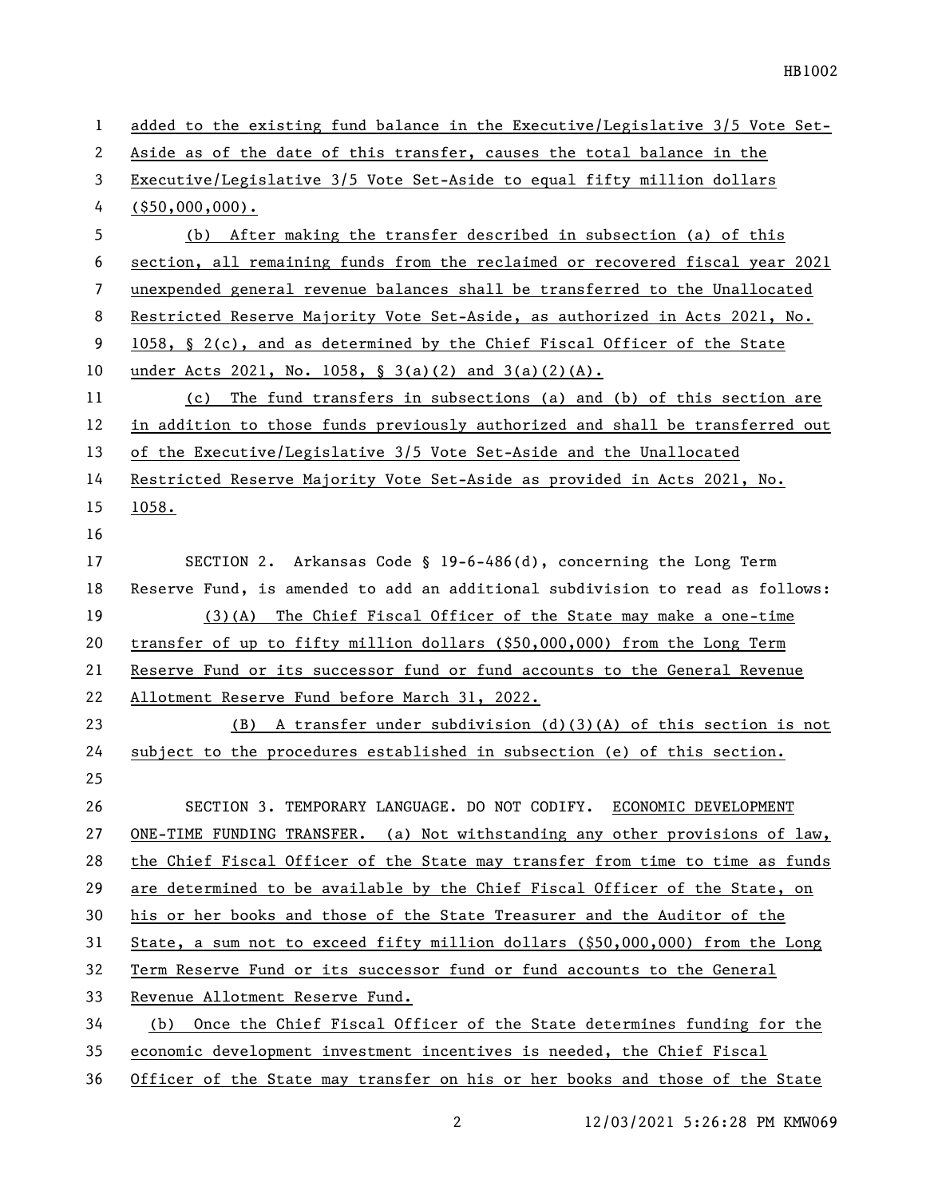added to the existing fund balance in the Executive/Legislative 3/5 Vote Set-Aside as of the date of this transfer, causes the total balance in the Executive/Legislative 3/5 Vote Set-Aside to equal fifty million dollars ($50,000,000).

(b) After making the transfer described in subsection (a) of this section, all remaining funds from the reclaimed or recovered fiscal year 2021 unexpended general revenue balances shall be transferred to the Unallocated Restricted Reserve Majority Vote Set-Aside, as authorized in Acts 2021, No. 1058, § 2(c), and as determined by the Chief Fiscal Officer of the State under Acts 2021, No. 1058, § 3(a)(2) and 3(a)(2)(A).

(c) The fund transfers in subsections (a) and (b) of this section are in addition to those funds previously authorized and shall be transferred out of the Executive/Legislative 3/5 Vote Set-Aside and the Unallocated Restricted Reserve Majority Vote Set-Aside as provided in Acts 2021, No. 1058.

SECTION 2. Arkansas Code § 19-6-486(d), concerning the Long Term Reserve Fund, is amended to add an additional subdivision to read as follows:

(3)(A) The Chief Fiscal Officer of the State may make a one-time transfer of up to fifty million dollars ($50,000,000) from the Long Term Reserve Fund or its successor fund or fund accounts to the General Revenue Allotment Reserve Fund before March 31, 2022.

(B) A transfer under subdivision (d)(3)(A) of this section is not subject to the procedures established in subsection (e) of this section.

SECTION 3. TEMPORARY LANGUAGE. DO NOT CODIFY. ECONOMIC DEVELOPMENT ONE-TIME FUNDING TRANSFER. (a) Not withstanding any other provisions of law, the Chief Fiscal Officer of the State may transfer from time to time as funds are determined to be available by the Chief Fiscal Officer of the State, on his or her books and those of the State Treasurer and the Auditor of the State, a sum not to exceed fifty million dollars ($50,000,000) from the Long Term Reserve Fund or its successor fund or fund accounts to the General Revenue Allotment Reserve Fund.

(b) Once the Chief Fiscal Officer of the State determines funding for the economic development investment incentives is needed, the Chief Fiscal Officer of the State may transfer on his or her books and those of the State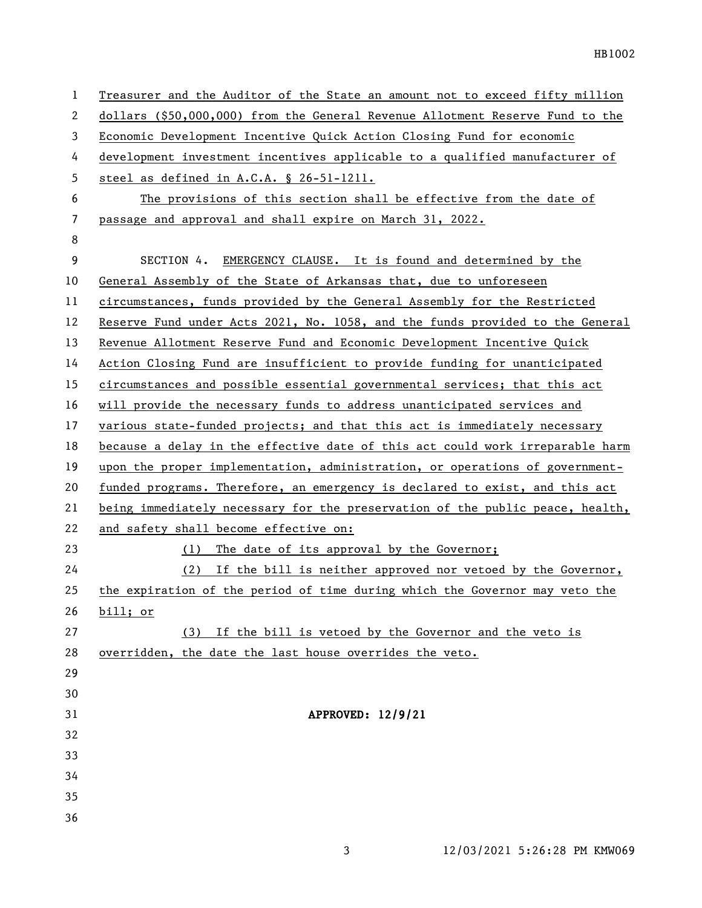Treasurer and the Auditor of the State an amount not to exceed fifty million dollars ($50,000,000) from the General Revenue Allotment Reserve Fund to the Economic Development Incentive Quick Action Closing Fund for economic development investment incentives applicable to a qualified manufacturer of steel as defined in A.C.A. § 26-51-1211.

The provisions of this section shall be effective from the date of passage and approval and shall expire on March 31, 2022.

SECTION 4. EMERGENCY CLAUSE. It is found and determined by the General Assembly of the State of Arkansas that, due to unforeseen circumstances, funds provided by the General Assembly for the Restricted Reserve Fund under Acts 2021, No. 1058, and the funds provided to the General Revenue Allotment Reserve Fund and Economic Development Incentive Quick Action Closing Fund are insufficient to provide funding for unanticipated circumstances and possible essential governmental services; that this act will provide the necessary funds to address unanticipated services and various state-funded projects; and that this act is immediately necessary because a delay in the effective date of this act could work irreparable harm upon the proper implementation, administration, or operations of government-funded programs. Therefore, an emergency is declared to exist, and this act being immediately necessary for the preservation of the public peace, health, and safety shall become effective on:

(1) The date of its approval by the Governor;

(2) If the bill is neither approved nor vetoed by the Governor, the expiration of the period of time during which the Governor may veto the bill; or

(3) If the bill is vetoed by the Governor and the veto is overridden, the date the last house overrides the veto.

**APPROVED: 12/9/21**

12/03/2021 5:26:28 PM KMW069